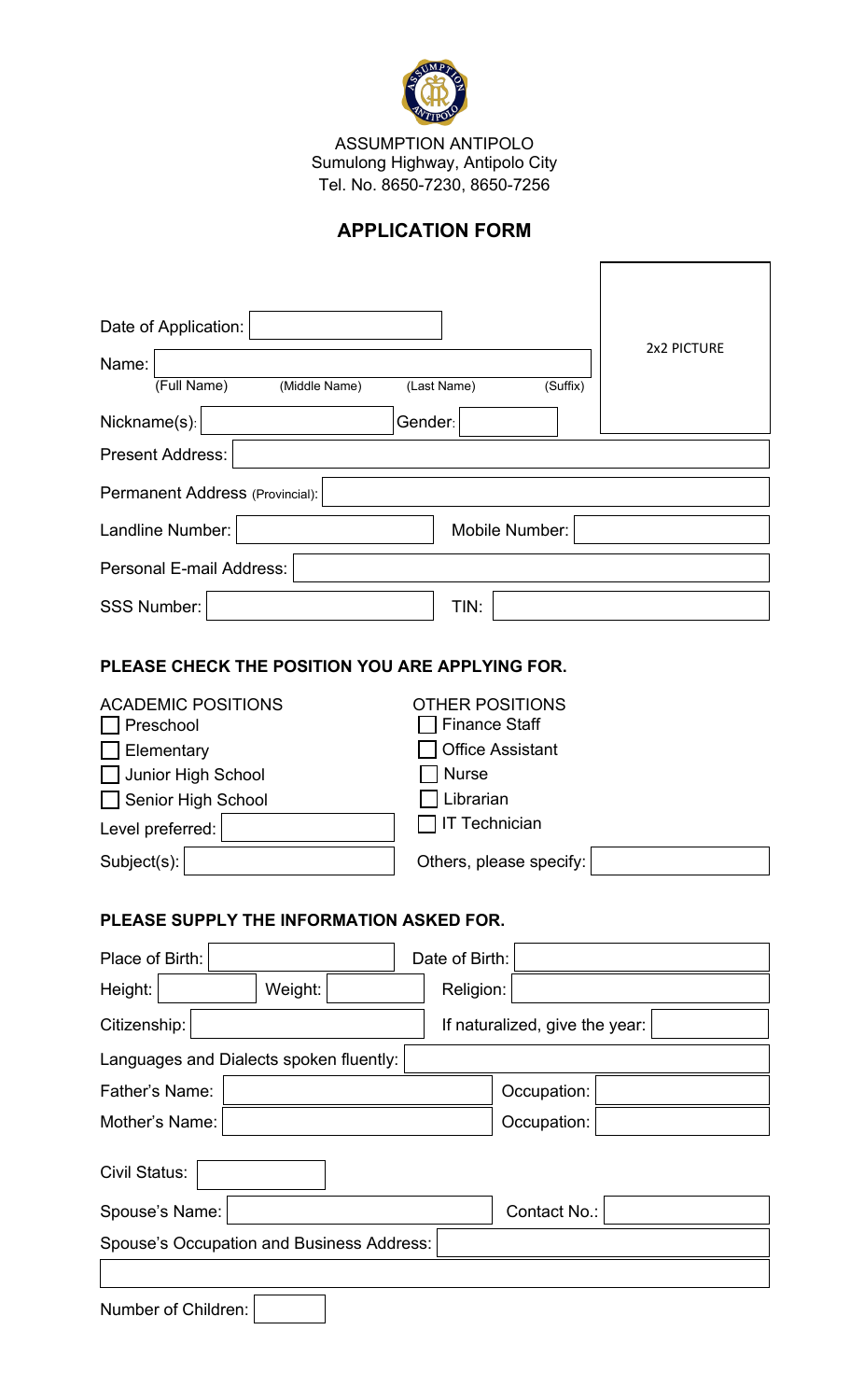ASSUMPTION ANTIPOLO
Sumulong Highway, Antipolo City
Tel. No. 8650-7230, 8650-7256

## APPLICATION FORM

2x2 PICTURE

Date of Application:

Name:
(Full Name) (Middle Name) (Last Name) (Suffix)

Nickname(s): Gender:

Present Address:

Permanent Address (Provincial):

Landline Number: Mobile Number:

Personal E-mail Address:

SSS Number: TIN:

**PLEASE CHECK THE POSITION YOU ARE APPLYING FOR.**

ACADEMIC POSITIONS
- [ ] Preschool
- [ ] Elementary
- [ ] Junior High School
- [ ] Senior High School

Level preferred:

Subject(s):

OTHER POSITIONS
- [ ] Finance Staff
- [ ] Office Assistant
- [ ] Nurse
- [ ] Librarian
- [ ] IT Technician

Others, please specify:

**PLEASE SUPPLY THE INFORMATION ASKED FOR.**

Place of Birth: Date of Birth:

Height: Weight: Religion:

Citizenship: If naturalized, give the year:

Languages and Dialects spoken fluently:

Father's Name: Occupation:

Mother's Name: Occupation:

Civil Status:

Spouse's Name: Contact No.:

Spouse's Occupation and Business Address:

Number of Children: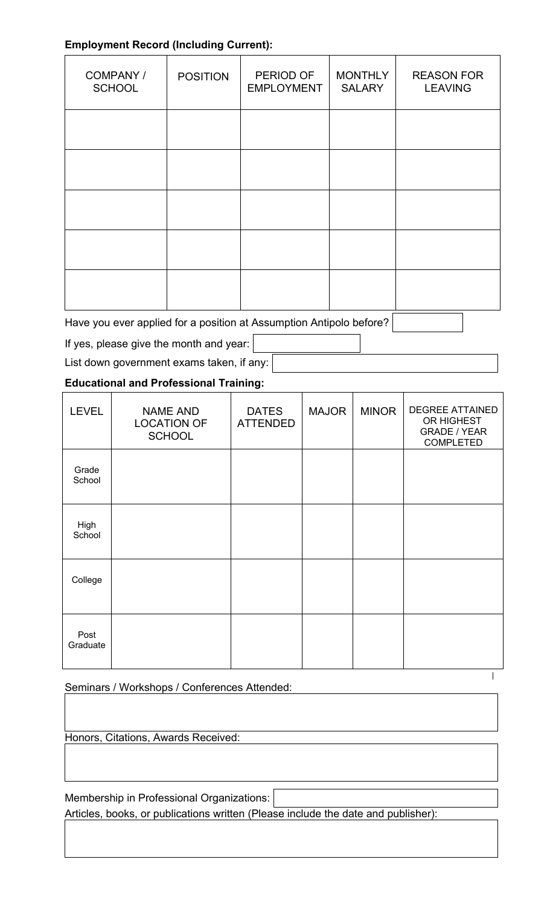**Employment Record (Including Current):**

| COMPANY / SCHOOL | POSITION | PERIOD OF EMPLOYMENT | MONTHLY SALARY | REASON FOR LEAVING |
|---|---|---|---|---|
| | | | | |
| | | | | |
| | | | | |
| | | | | |
| | | | | |

Have you ever applied for a position at Assumption Antipolo before?

If yes, please give the month and year:

List down government exams taken, if any:

**Educational and Professional Training:**

| LEVEL | NAME AND LOCATION OF SCHOOL | DATES ATTENDED | MAJOR | MINOR | DEGREE ATTAINED OR HIGHEST GRADE / YEAR COMPLETED |
|---|---|---|---|---|---|
| Grade School | | | | | |
| High School | | | | | |
| College | | | | | |
| Post Graduate | | | | | |

Seminars / Workshops / Conferences Attended:

Honors, Citations, Awards Received:

Membership in Professional Organizations:

Articles, books, or publications written (Please include the date and publisher):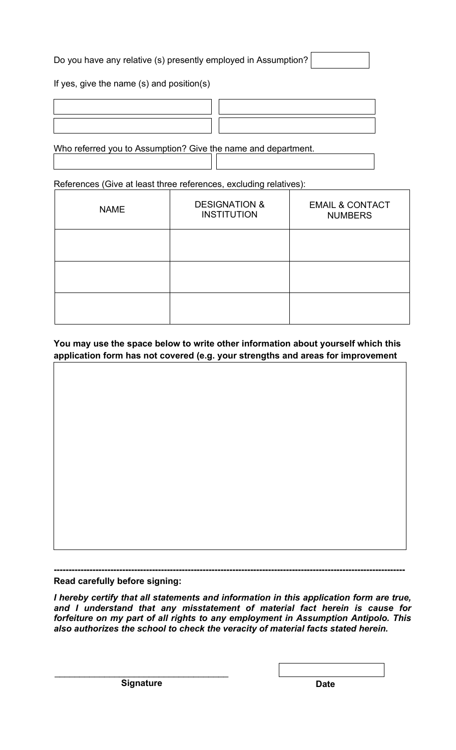Do you have any relative (s) presently employed in Assumption?

If yes, give the name (s) and position(s)

Who referred you to Assumption? Give the name and department.

References (Give at least three references, excluding relatives):

| NAME | DESIGNATION & INSTITUTION | EMAIL & CONTACT NUMBERS |
|---|---|---|
| | | |
| | | |
| | | |

**You may use the space below to write other information about yourself which this application form has not covered (e.g. your strengths and areas for improvement**

---

**Read carefully before signing:**

***I hereby certify that all statements and information in this application form are true, and I understand that any misstatement of material fact herein is cause for forfeiture on my part of all rights to any employment in Assumption Antipolo. This also authorizes the school to check the veracity of material facts stated herein.***

**Signature**

**Date**